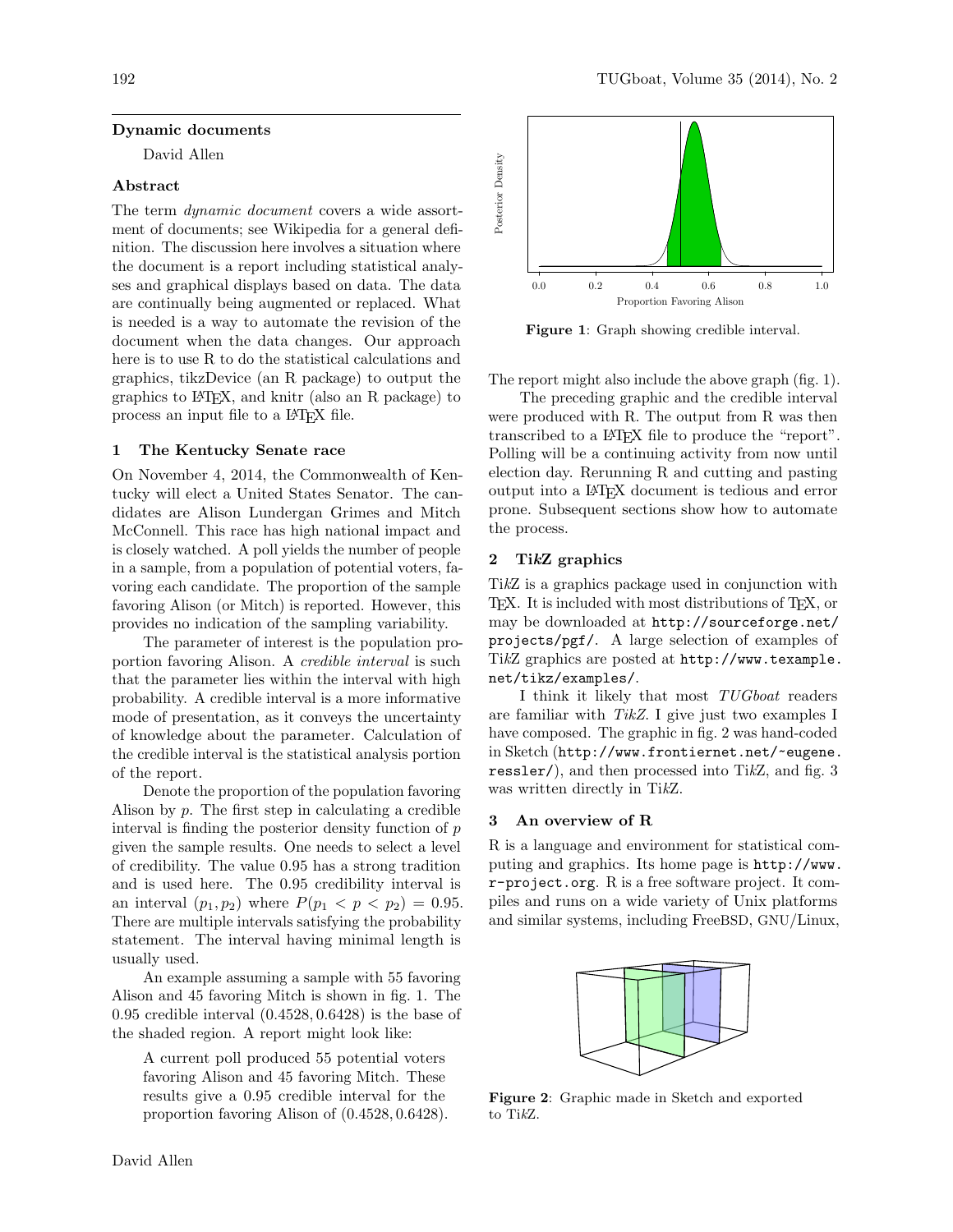## Dynamic documents

David Allen

### Abstract

The term *dynamic document* covers a wide assortment of documents; see Wikipedia for a general definition. The discussion here involves a situation where the document is a report including statistical analyses and graphical displays based on data. The data are continually being augmented or replaced. What is needed is a way to automate the revision of the document when the data changes. Our approach here is to use R to do the statistical calculations and graphics, tikzDevice (an R package) to output the graphics to LaTeX, and knitr (also an R package) to process an input file to a LaTeX file.

### 1 The Kentucky Senate race

On November 4, 2014, the Commonwealth of Kentucky will elect a United States Senator. The candidates are Alison Lundergan Grimes and Mitch McConnell. This race has high national impact and is closely watched. A poll yields the number of people in a sample, from a population of potential voters, favoring each candidate. The proportion of the sample favoring Alison (or Mitch) is reported. However, this provides no indication of the sampling variability.

The parameter of interest is the population proportion favoring Alison. A *credible interval* is such that the parameter lies within the interval with high probability. A credible interval is a more informative mode of presentation, as it conveys the uncertainty of knowledge about the parameter. Calculation of the credible interval is the statistical analysis portion of the report.

Denote the proportion of the population favoring Alison by $p$. The first step in calculating a credible interval is finding the posterior density function of $p$ given the sample results. One needs to select a level of credibility. The value 0.95 has a strong tradition and is used here. The 0.95 credibility interval is an interval $(p_1, p_2)$ where $P(p_1 < p < p_2) = 0.95$. There are multiple intervals satisfying the probability statement. The interval having minimal length is usually used.

An example assuming a sample with 55 favoring Alison and 45 favoring Mitch is shown in fig. 1. The 0.95 credible interval $(0.4528, 0.6428)$ is the base of the shaded region. A report might look like:

> A current poll produced 55 potential voters favoring Alison and 45 favoring Mitch. These results give a 0.95 credible interval for the proportion favoring Alison of $(0.4528, 0.6428)$.

**Figure 1**: Graph showing credible interval.

The report might also include the above graph (fig. 1).

The preceding graphic and the credible interval were produced with R. The output from R was then transcribed to a LaTeX file to produce the "report". Polling will be a continuing activity from now until election day. Rerunning R and cutting and pasting output into a LaTeX document is tedious and error prone. Subsequent sections show how to automate the process.

### 2 Ti*k*Z graphics

Ti*k*Z is a graphics package used in conjunction with TeX. It is included with most distributions of TeX, or may be downloaded at `http://sourceforge.net/projects/pgf/`. A large selection of examples of Ti*k*Z graphics are posted at `http://www.texample.net/tikz/examples/`.

I think it likely that most *TUGboat* readers are familiar with *TikZ*. I give just two examples I have composed. The graphic in fig. 2 was hand-coded in Sketch (`http://www.frontiernet.net/~eugene.ressler/`), and then processed into Ti*k*Z, and fig. 3 was written directly in Ti*k*Z.

### 3 An overview of R

R is a language and environment for statistical computing and graphics. Its home page is `http://www.r-project.org`. R is a free software project. It compiles and runs on a wide variety of Unix platforms and similar systems, including FreeBSD, GNU/Linux,

**Figure 2**: Graphic made in Sketch and exported to Ti*k*Z.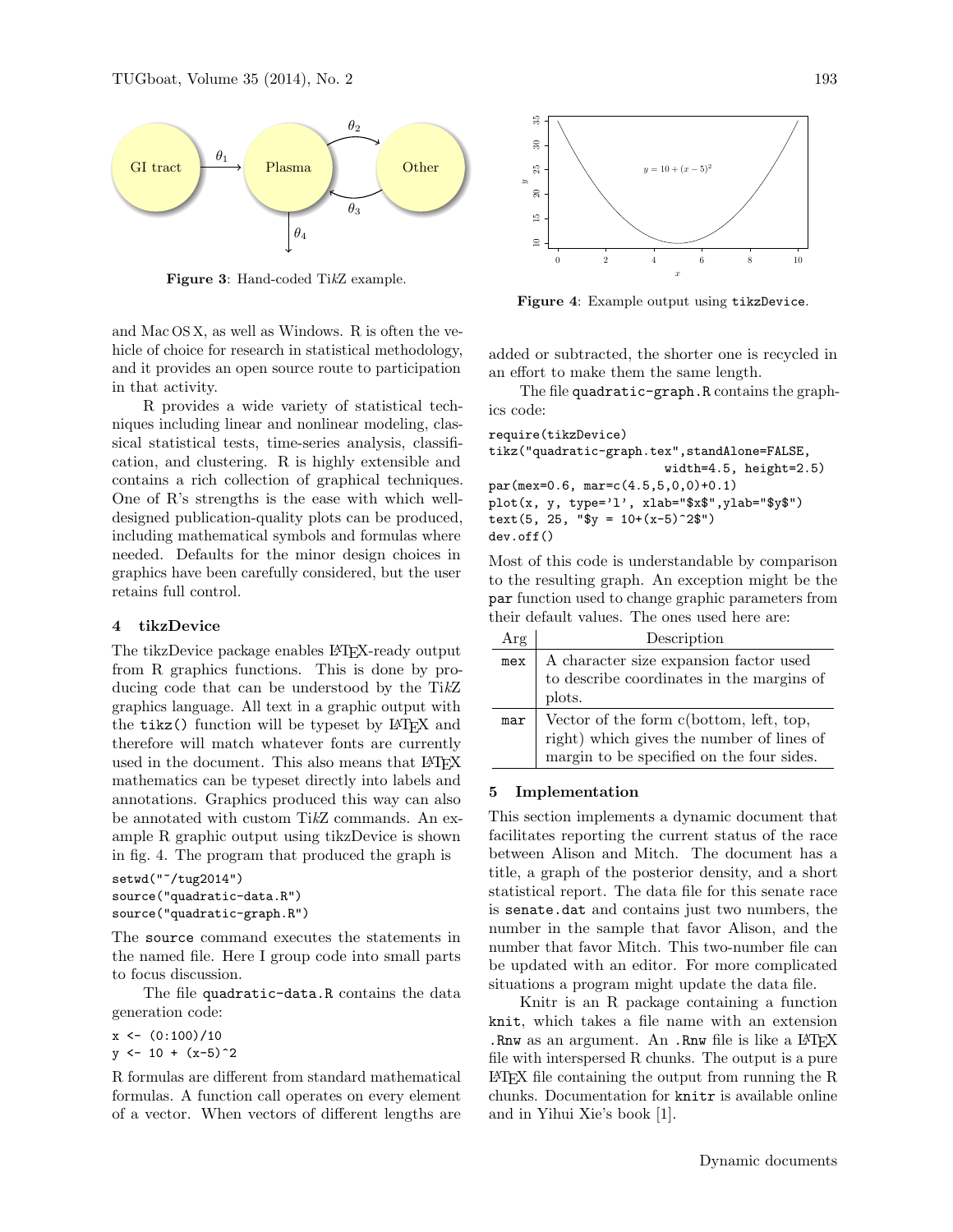Figure 3: Hand-coded TikZ example.

Figure 4: Example output using `tikzDevice`.

and Mac OS X, as well as Windows. R is often the vehicle of choice for research in statistical methodology, and it provides an open source route to participation in that activity.

R provides a wide variety of statistical techniques including linear and nonlinear modeling, classical statistical tests, time-series analysis, classification, and clustering. R is highly extensible and contains a rich collection of graphical techniques. One of R's strengths is the ease with which well-designed publication-quality plots can be produced, including mathematical symbols and formulas where needed. Defaults for the minor design choices in graphics have been carefully considered, but the user retains full control.

## 4 tikzDevice

The tikzDevice package enables LaTeX-ready output from R graphics functions. This is done by producing code that can be understood by the TikZ graphics language. All text in a graphic output with the `tikz()` function will be typeset by LaTeX and therefore will match whatever fonts are currently used in the document. This also means that LaTeX mathematics can be typeset directly into labels and annotations. Graphics produced this way can also be annotated with custom TikZ commands. An example R graphic output using tikzDevice is shown in fig. 4. The program that produced the graph is

```
setwd("~/tug2014")
source("quadratic-data.R")
source("quadratic-graph.R")
```

The `source` command executes the statements in the named file. Here I group code into small parts to focus discussion.

The file `quadratic-data.R` contains the data generation code:

```
x <- (0:100)/10
y <- 10 + (x-5)^2
```

R formulas are different from standard mathematical formulas. A function call operates on every element of a vector. When vectors of different lengths are added or subtracted, the shorter one is recycled in an effort to make them the same length.

The file `quadratic-graph.R` contains the graphics code:

```
require(tikzDevice)
tikz("quadratic-graph.tex",standAlone=FALSE,
                        width=4.5, height=2.5)
par(mex=0.6, mar=c(4.5,5,0,0)+0.1)
plot(x, y, type='l', xlab="$x$",ylab="$y$")
text(5, 25, "$y = 10+(x-5)^2$")
dev.off()
```

Most of this code is understandable by comparison to the resulting graph. An exception might be the `par` function used to change graphic parameters from their default values. The ones used here are:

| Arg | Description |
|---|---|
| `mex` | A character size expansion factor used to describe coordinates in the margins of plots. |
| `mar` | Vector of the form c(bottom, left, top, right) which gives the number of lines of margin to be specified on the four sides. |

## 5 Implementation

This section implements a dynamic document that facilitates reporting the current status of the race between Alison and Mitch. The document has a title, a graph of the posterior density, and a short statistical report. The data file for this senate race is `senate.dat` and contains just two numbers, the number in the sample that favor Alison, and the number that favor Mitch. This two-number file can be updated with an editor. For more complicated situations a program might update the data file.

Knitr is an R package containing a function `knit`, which takes a file name with an extension `.Rnw` as an argument. An `.Rnw` file is like a LaTeX file with interspersed R chunks. The output is a pure LaTeX file containing the output from running the R chunks. Documentation for `knitr` is available online and in Yihui Xie's book [1].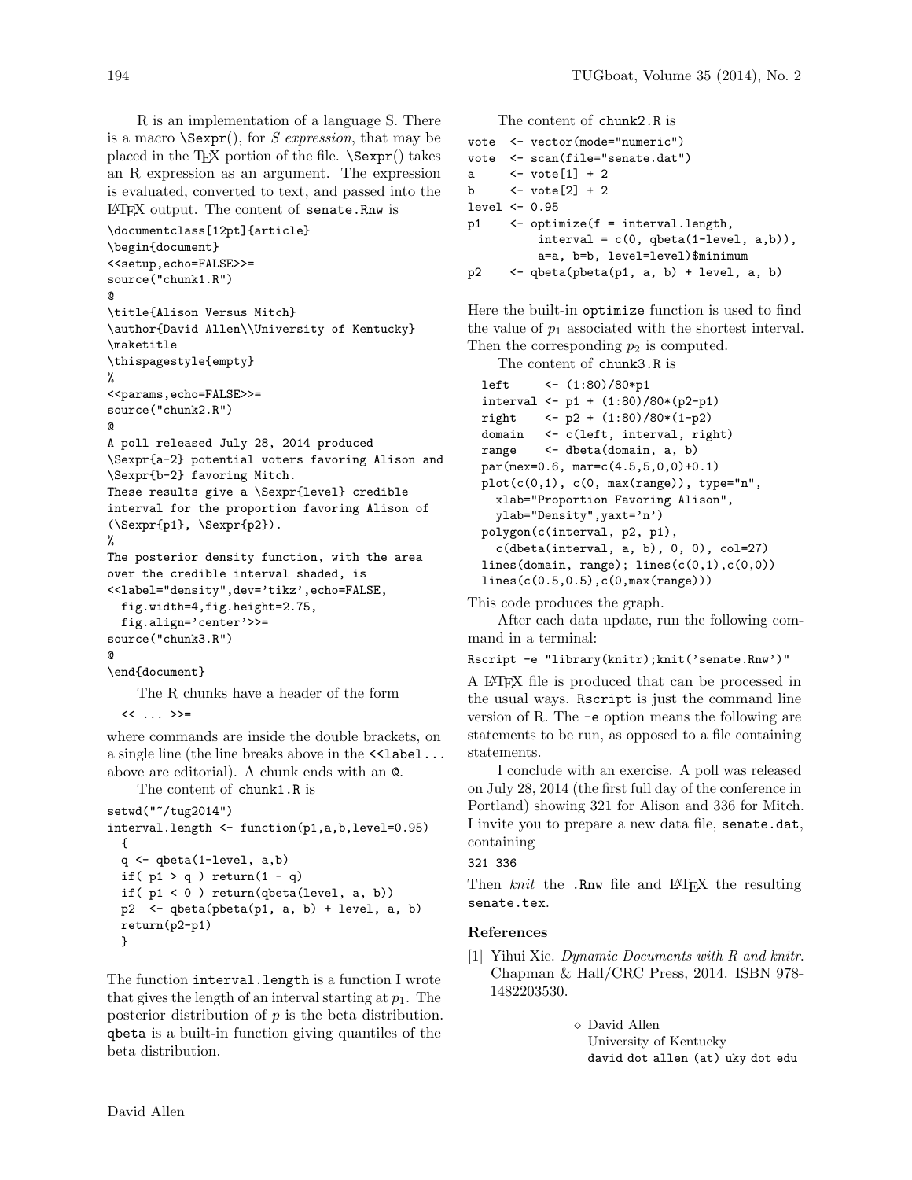R is an implementation of a language S. There is a macro `\Sexpr()`, for *S expression*, that may be placed in the TeX portion of the file. `\Sexpr()` takes an R expression as an argument. The expression is evaluated, converted to text, and passed into the LaTeX output. The content of `senate.Rnw` is

```
\documentclass[12pt]{article}
\begin{document}
<<setup,echo=FALSE>>=
source("chunk1.R")
@
\title{Alison Versus Mitch}
\author{David Allen\\University of Kentucky}
\maketitle
\thispagestyle{empty}
%
<<params,echo=FALSE>>=
source("chunk2.R")
@
A poll released July 28, 2014 produced
\Sexpr{a-2} potential voters favoring Alison and
\Sexpr{b-2} favoring Mitch.
These results give a \Sexpr{level} credible
interval for the proportion favoring Alison of
(\Sexpr{p1}, \Sexpr{p2}).
%
The posterior density function, with the area
over the credible interval shaded, is
<<label="density",dev='tikz',echo=FALSE,
  fig.width=4,fig.height=2.75,
  fig.align='center'>>=
source("chunk3.R")
@
\end{document}
```

The R chunks have a header of the form

```
<< ... >>=
```

where commands are inside the double brackets, on a single line (the line breaks above in the `<<label...` above are editorial). A chunk ends with an `@`.

The content of `chunk1.R` is

```
setwd("~/tug2014")
interval.length <- function(p1,a,b,level=0.95)
  {
  q <- qbeta(1-level, a,b)
  if( p1 > q ) return(1 - q)
  if( p1 < 0 ) return(qbeta(level, a, b))
  p2  <- qbeta(pbeta(p1, a, b) + level, a, b)
  return(p2-p1)
  }
```

The function `interval.length` is a function I wrote that gives the length of an interval starting at $p_1$. The posterior distribution of $p$ is the beta distribution. `qbeta` is a built-in function giving quantiles of the beta distribution.

The content of `chunk2.R` is

```
vote  <- vector(mode="numeric")
vote  <- scan(file="senate.dat")
a     <- vote[1] + 2
b     <- vote[2] + 2
level <- 0.95
p1    <- optimize(f = interval.length,
          interval = c(0, qbeta(1-level, a,b)),
          a=a, b=b, level=level)$minimum
p2    <- qbeta(pbeta(p1, a, b) + level, a, b)
```

Here the built-in `optimize` function is used to find the value of $p_1$ associated with the shortest interval. Then the corresponding $p_2$ is computed.

The content of `chunk3.R` is

```
left     <- (1:80)/80*p1
interval <- p1 + (1:80)/80*(p2-p1)
right    <- p2 + (1:80)/80*(1-p2)
domain   <- c(left, interval, right)
range    <- dbeta(domain, a, b)
par(mex=0.6, mar=c(4.5,5,0,0)+0.1)
plot(c(0,1), c(0, max(range)), type="n",
  xlab="Proportion Favoring Alison",
  ylab="Density",yaxt='n')
polygon(c(interval, p2, p1),
  c(dbeta(interval, a, b), 0, 0), col=27)
lines(domain, range); lines(c(0,1),c(0,0))
lines(c(0.5,0.5),c(0,max(range)))
```

This code produces the graph.

After each data update, run the following command in a terminal:

```
Rscript -e "library(knitr);knit('senate.Rnw')"
```

A LaTeX file is produced that can be processed in the usual ways. `Rscript` is just the command line version of R. The `-e` option means the following are statements to be run, as opposed to a file containing statements.

I conclude with an exercise. A poll was released on July 28, 2014 (the first full day of the conference in Portland) showing 321 for Alison and 336 for Mitch. I invite you to prepare a new data file, `senate.dat`, containing

```
321 336
```

Then *knit* the `.Rnw` file and LaTeX the resulting `senate.tex`.

## References

[1] Yihui Xie. *Dynamic Documents with R and knitr*. Chapman & Hall/CRC Press, 2014. ISBN 978-1482203530.

◇ David Allen
University of Kentucky
`david dot allen (at) uky dot edu`